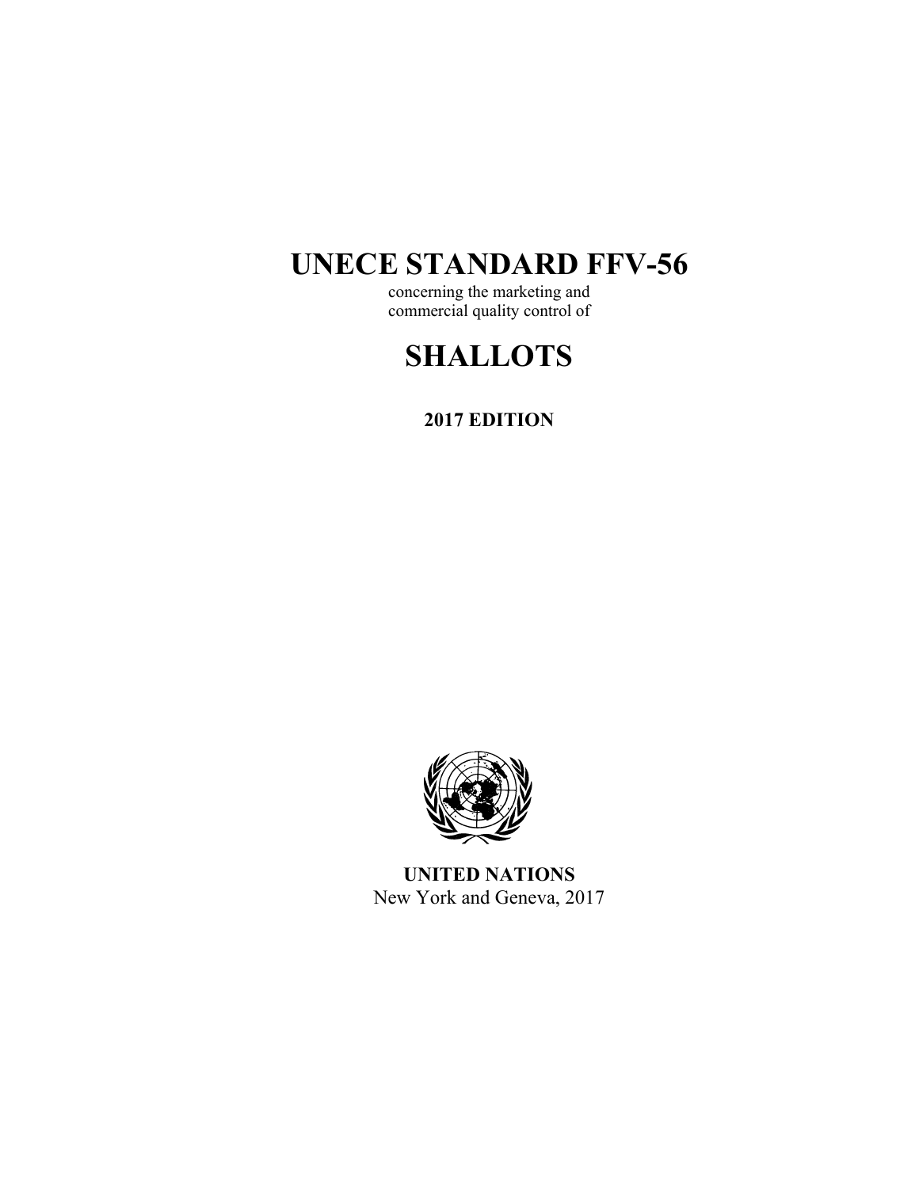# UNECE STANDARD FFV-56

concerning the marketing and
commercial quality control of

# SHALLOTS

**2017 EDITION**

**UNITED NATIONS**
New York and Geneva, 2017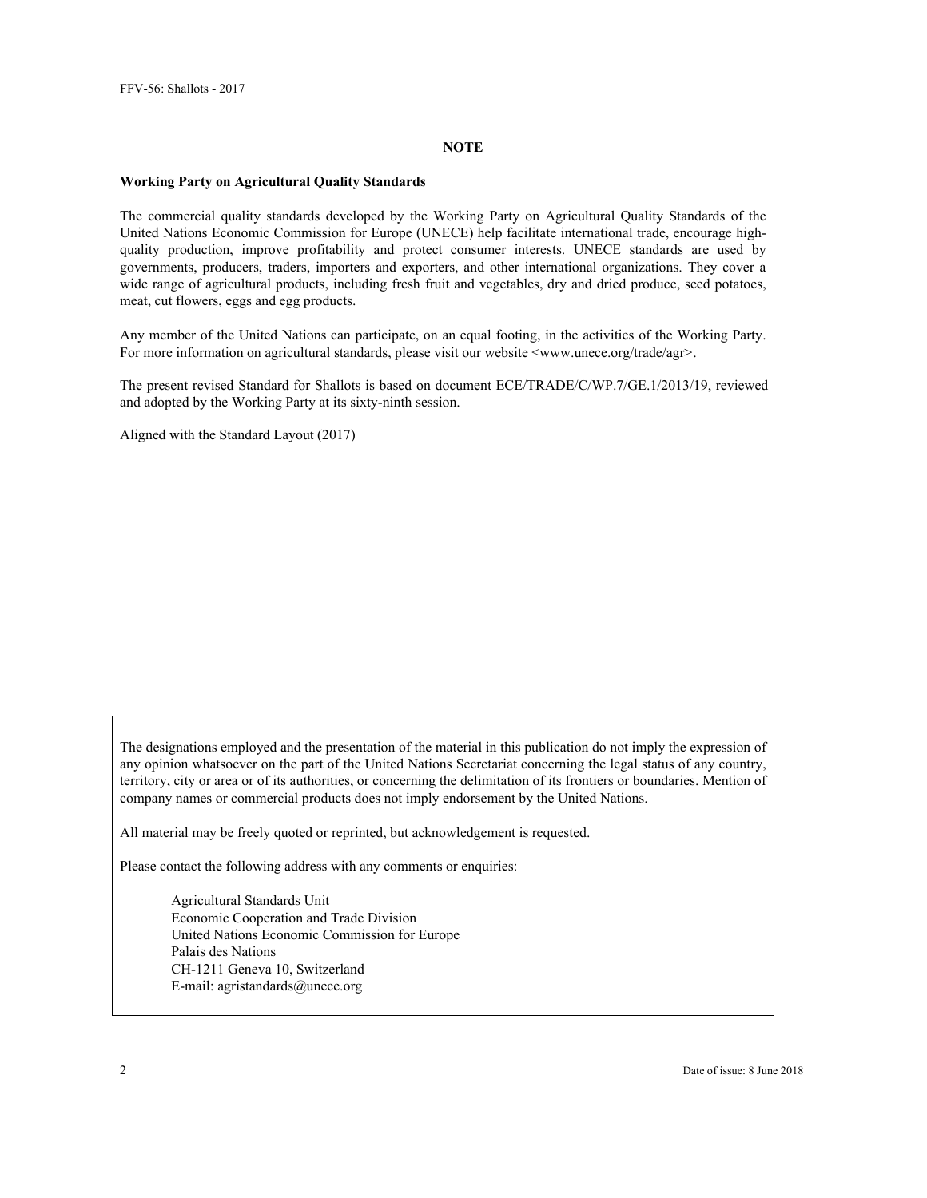## NOTE

**Working Party on Agricultural Quality Standards**

The commercial quality standards developed by the Working Party on Agricultural Quality Standards of the United Nations Economic Commission for Europe (UNECE) help facilitate international trade, encourage high-quality production, improve profitability and protect consumer interests. UNECE standards are used by governments, producers, traders, importers and exporters, and other international organizations. They cover a wide range of agricultural products, including fresh fruit and vegetables, dry and dried produce, seed potatoes, meat, cut flowers, eggs and egg products.

Any member of the United Nations can participate, on an equal footing, in the activities of the Working Party. For more information on agricultural standards, please visit our website <www.unece.org/trade/agr>.

The present revised Standard for Shallots is based on document ECE/TRADE/C/WP.7/GE.1/2013/19, reviewed and adopted by the Working Party at its sixty-ninth session.

Aligned with the Standard Layout (2017)

The designations employed and the presentation of the material in this publication do not imply the expression of any opinion whatsoever on the part of the United Nations Secretariat concerning the legal status of any country, territory, city or area or of its authorities, or concerning the delimitation of its frontiers or boundaries. Mention of company names or commercial products does not imply endorsement by the United Nations.

All material may be freely quoted or reprinted, but acknowledgement is requested.

Please contact the following address with any comments or enquiries:

Agricultural Standards Unit
Economic Cooperation and Trade Division
United Nations Economic Commission for Europe
Palais des Nations
CH-1211 Geneva 10, Switzerland
E-mail: agristandards@unece.org

Date of issue: 8 June 2018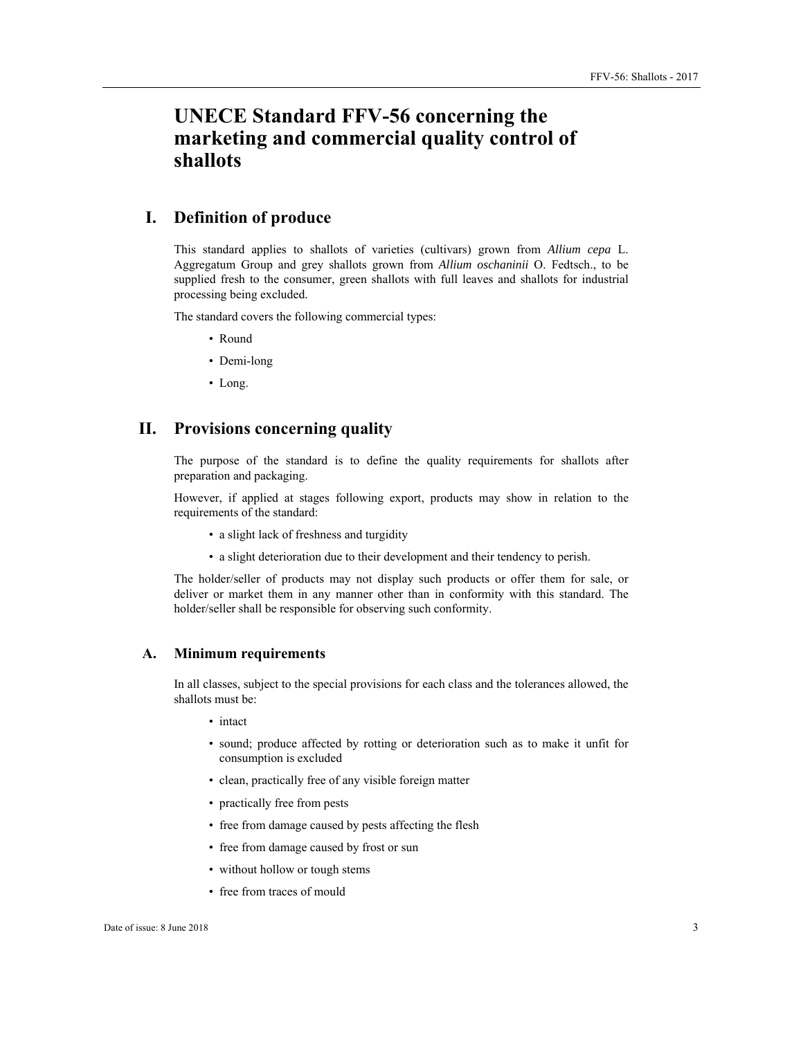# UNECE Standard FFV-56 concerning the marketing and commercial quality control of shallots

## I. Definition of produce

This standard applies to shallots of varieties (cultivars) grown from *Allium cepa* L. Aggregatum Group and grey shallots grown from *Allium oschaninii* O. Fedtsch., to be supplied fresh to the consumer, green shallots with full leaves and shallots for industrial processing being excluded.

The standard covers the following commercial types:

- Round
- Demi-long
- Long.

## II. Provisions concerning quality

The purpose of the standard is to define the quality requirements for shallots after preparation and packaging.

However, if applied at stages following export, products may show in relation to the requirements of the standard:

- a slight lack of freshness and turgidity
- a slight deterioration due to their development and their tendency to perish.

The holder/seller of products may not display such products or offer them for sale, or deliver or market them in any manner other than in conformity with this standard. The holder/seller shall be responsible for observing such conformity.

### A. Minimum requirements

In all classes, subject to the special provisions for each class and the tolerances allowed, the shallots must be:

- intact
- sound; produce affected by rotting or deterioration such as to make it unfit for consumption is excluded
- clean, practically free of any visible foreign matter
- practically free from pests
- free from damage caused by pests affecting the flesh
- free from damage caused by frost or sun
- without hollow or tough stems
- free from traces of mould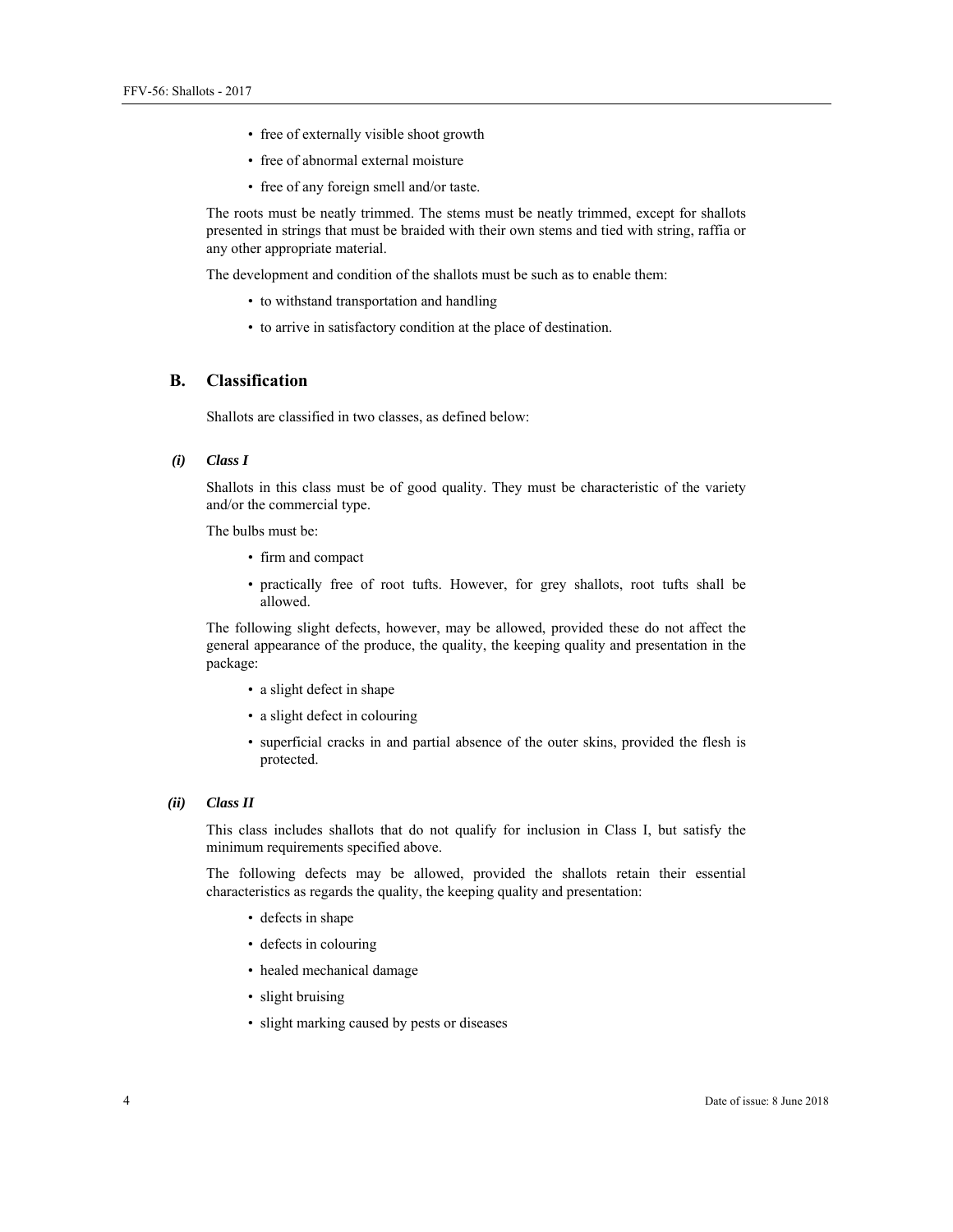- free of externally visible shoot growth
- free of abnormal external moisture
- free of any foreign smell and/or taste.

The roots must be neatly trimmed. The stems must be neatly trimmed, except for shallots presented in strings that must be braided with their own stems and tied with string, raffia or any other appropriate material.

The development and condition of the shallots must be such as to enable them:

- to withstand transportation and handling
- to arrive in satisfactory condition at the place of destination.

## B. Classification

Shallots are classified in two classes, as defined below:

### *(i) Class I*

Shallots in this class must be of good quality. They must be characteristic of the variety and/or the commercial type.

The bulbs must be:

- firm and compact
- practically free of root tufts. However, for grey shallots, root tufts shall be allowed.

The following slight defects, however, may be allowed, provided these do not affect the general appearance of the produce, the quality, the keeping quality and presentation in the package:

- a slight defect in shape
- a slight defect in colouring
- superficial cracks in and partial absence of the outer skins, provided the flesh is protected.

### *(ii) Class II*

This class includes shallots that do not qualify for inclusion in Class I, but satisfy the minimum requirements specified above.

The following defects may be allowed, provided the shallots retain their essential characteristics as regards the quality, the keeping quality and presentation:

- defects in shape
- defects in colouring
- healed mechanical damage
- slight bruising
- slight marking caused by pests or diseases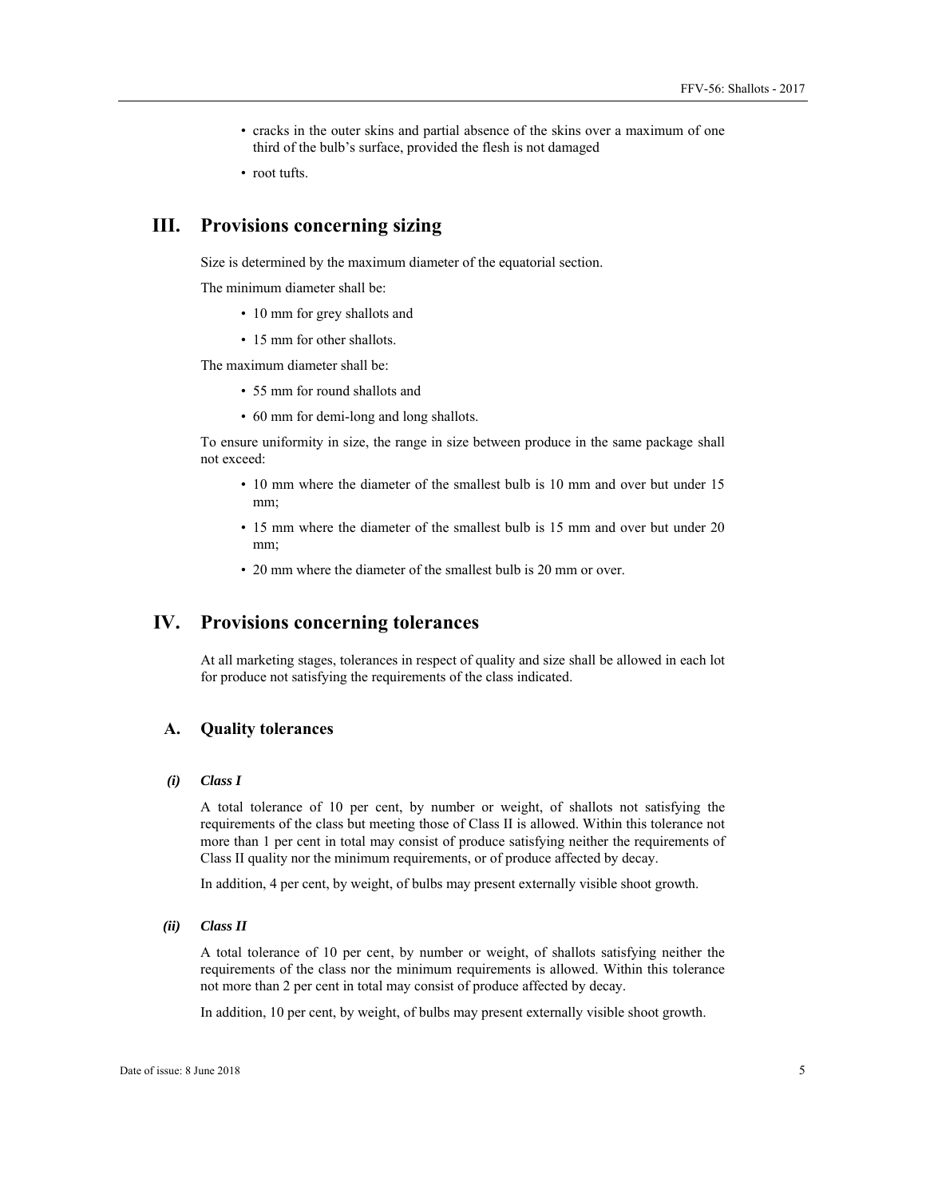- cracks in the outer skins and partial absence of the skins over a maximum of one third of the bulb's surface, provided the flesh is not damaged
- root tufts.

# III. Provisions concerning sizing

Size is determined by the maximum diameter of the equatorial section.

The minimum diameter shall be:

- 10 mm for grey shallots and
- 15 mm for other shallots.

The maximum diameter shall be:

- 55 mm for round shallots and
- 60 mm for demi-long and long shallots.

To ensure uniformity in size, the range in size between produce in the same package shall not exceed:

- 10 mm where the diameter of the smallest bulb is 10 mm and over but under 15 mm;
- 15 mm where the diameter of the smallest bulb is 15 mm and over but under 20 mm;
- 20 mm where the diameter of the smallest bulb is 20 mm or over.

# IV. Provisions concerning tolerances

At all marketing stages, tolerances in respect of quality and size shall be allowed in each lot for produce not satisfying the requirements of the class indicated.

## A. Quality tolerances

### *(i) Class I*

A total tolerance of 10 per cent, by number or weight, of shallots not satisfying the requirements of the class but meeting those of Class II is allowed. Within this tolerance not more than 1 per cent in total may consist of produce satisfying neither the requirements of Class II quality nor the minimum requirements, or of produce affected by decay.

In addition, 4 per cent, by weight, of bulbs may present externally visible shoot growth.

### *(ii) Class II*

A total tolerance of 10 per cent, by number or weight, of shallots satisfying neither the requirements of the class nor the minimum requirements is allowed. Within this tolerance not more than 2 per cent in total may consist of produce affected by decay.

In addition, 10 per cent, by weight, of bulbs may present externally visible shoot growth.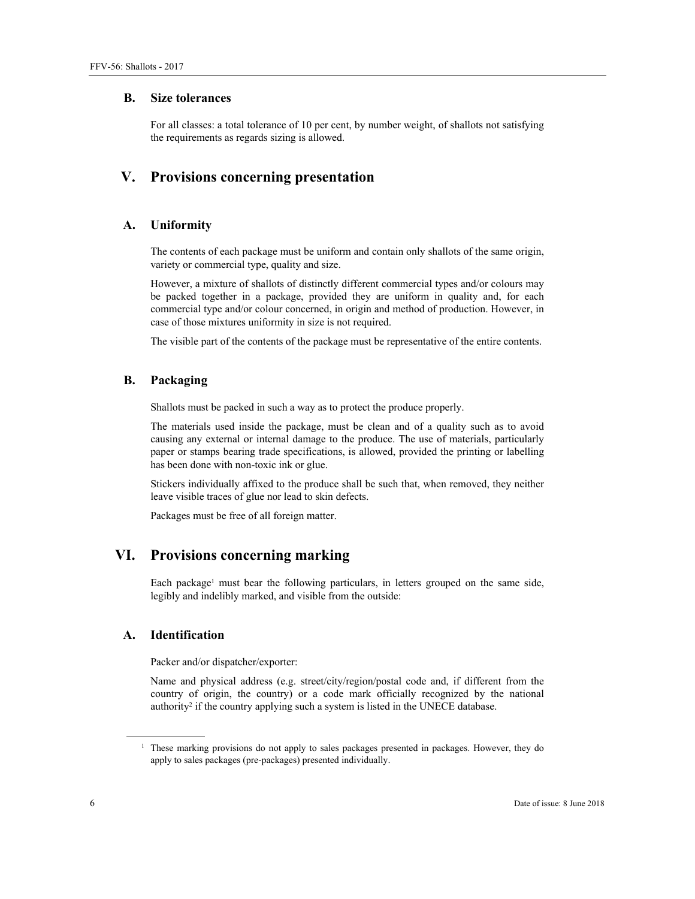### B. Size tolerances

For all classes: a total tolerance of 10 per cent, by number weight, of shallots not satisfying the requirements as regards sizing is allowed.

## V. Provisions concerning presentation

### A. Uniformity

The contents of each package must be uniform and contain only shallots of the same origin, variety or commercial type, quality and size.

However, a mixture of shallots of distinctly different commercial types and/or colours may be packed together in a package, provided they are uniform in quality and, for each commercial type and/or colour concerned, in origin and method of production. However, in case of those mixtures uniformity in size is not required.

The visible part of the contents of the package must be representative of the entire contents.

### B. Packaging

Shallots must be packed in such a way as to protect the produce properly.

The materials used inside the package, must be clean and of a quality such as to avoid causing any external or internal damage to the produce. The use of materials, particularly paper or stamps bearing trade specifications, is allowed, provided the printing or labelling has been done with non-toxic ink or glue.

Stickers individually affixed to the produce shall be such that, when removed, they neither leave visible traces of glue nor lead to skin defects.

Packages must be free of all foreign matter.

## VI. Provisions concerning marking

Each package[1] must bear the following particulars, in letters grouped on the same side, legibly and indelibly marked, and visible from the outside:

### A. Identification

Packer and/or dispatcher/exporter:

Name and physical address (e.g. street/city/region/postal code and, if different from the country of origin, the country) or a code mark officially recognized by the national authority[2] if the country applying such a system is listed in the UNECE database.

[1] These marking provisions do not apply to sales packages presented in packages. However, they do apply to sales packages (pre-packages) presented individually.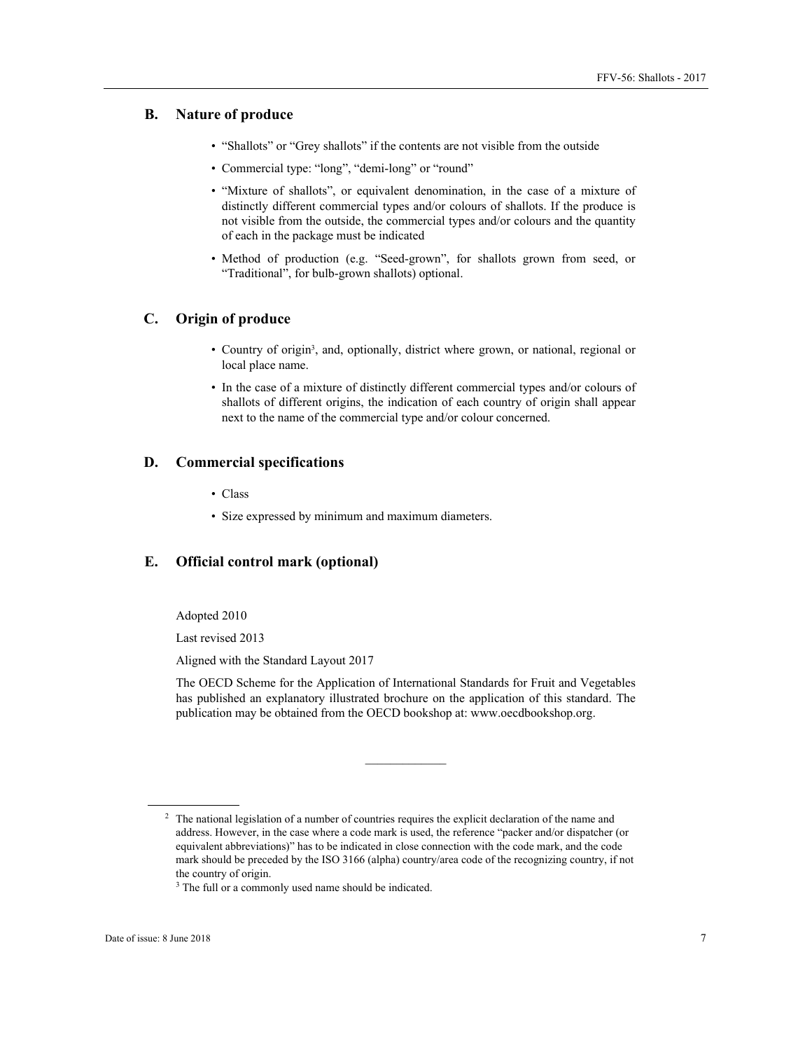## B. Nature of produce

- "Shallots" or "Grey shallots" if the contents are not visible from the outside
- Commercial type: "long", "demi-long" or "round"
- "Mixture of shallots", or equivalent denomination, in the case of a mixture of distinctly different commercial types and/or colours of shallots. If the produce is not visible from the outside, the commercial types and/or colours and the quantity of each in the package must be indicated
- Method of production (e.g. "Seed-grown", for shallots grown from seed, or "Traditional", for bulb-grown shallots) optional.

## C. Origin of produce

- Country of origin[3], and, optionally, district where grown, or national, regional or local place name.
- In the case of a mixture of distinctly different commercial types and/or colours of shallots of different origins, the indication of each country of origin shall appear next to the name of the commercial type and/or colour concerned.

## D. Commercial specifications

- Class
- Size expressed by minimum and maximum diameters.

## E. Official control mark (optional)

Adopted 2010

Last revised 2013

Aligned with the Standard Layout 2017

The OECD Scheme for the Application of International Standards for Fruit and Vegetables has published an explanatory illustrated brochure on the application of this standard. The publication may be obtained from the OECD bookshop at: www.oecdbookshop.org.

---

[2] The national legislation of a number of countries requires the explicit declaration of the name and address. However, in the case where a code mark is used, the reference "packer and/or dispatcher (or equivalent abbreviations)" has to be indicated in close connection with the code mark, and the code mark should be preceded by the ISO 3166 (alpha) country/area code of the recognizing country, if not the country of origin.

[3] The full or a commonly used name should be indicated.